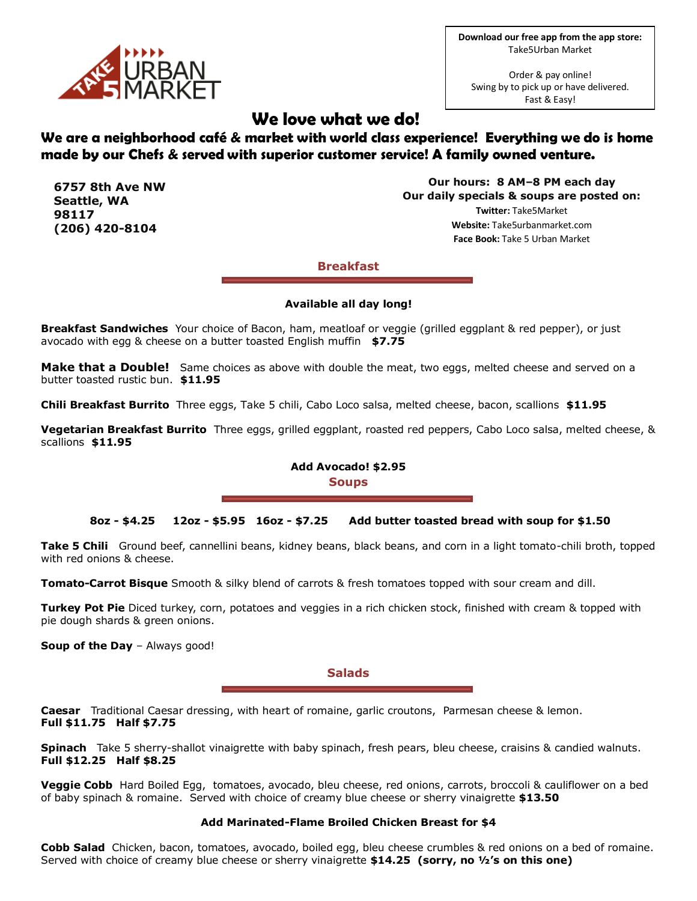Download our free app from the app store:
Take5Urban Market

Order & pay online!
Swing by to pick up or have delivered.
Fast & Easy!

# We love what we do!

**We are a neighborhood café & market with world class experience! Everything we do is home made by our Chefs & served with superior customer service! A family owned venture.**

**6757 8th Ave NW**
**Seattle, WA**
**98117**
**(206) 420-8104**

**Our hours: 8 AM–8 PM each day**
**Our daily specials & soups are posted on:**
**Twitter:** Take5Market
**Website:** Take5urbanmarket.com
**Face Book:** Take 5 Urban Market

## Breakfast

**Available all day long!**

**Breakfast Sandwiches** Your choice of Bacon, ham, meatloaf or veggie (grilled eggplant & red pepper), or just avocado with egg & cheese on a butter toasted English muffin **$7.75**

**Make that a Double!** Same choices as above with double the meat, two eggs, melted cheese and served on a butter toasted rustic bun. **$11.95**

**Chili Breakfast Burrito** Three eggs, Take 5 chili, Cabo Loco salsa, melted cheese, bacon, scallions **$11.95**

**Vegetarian Breakfast Burrito** Three eggs, grilled eggplant, roasted red peppers, Cabo Loco salsa, melted cheese, & scallions **$11.95**

**Add Avocado! $2.95**

## Soups

**8oz - $4.25 12oz - $5.95 16oz - $7.25 Add butter toasted bread with soup for $1.50**

**Take 5 Chili** Ground beef, cannellini beans, kidney beans, black beans, and corn in a light tomato-chili broth, topped with red onions & cheese.

**Tomato-Carrot Bisque** Smooth & silky blend of carrots & fresh tomatoes topped with sour cream and dill.

**Turkey Pot Pie** Diced turkey, corn, potatoes and veggies in a rich chicken stock, finished with cream & topped with pie dough shards & green onions.

**Soup of the Day** – Always good!

## Salads

**Caesar** Traditional Caesar dressing, with heart of romaine, garlic croutons, Parmesan cheese & lemon.
**Full $11.75 Half $7.75**

**Spinach** Take 5 sherry-shallot vinaigrette with baby spinach, fresh pears, bleu cheese, craisins & candied walnuts.
**Full $12.25 Half $8.25**

**Veggie Cobb** Hard Boiled Egg, tomatoes, avocado, bleu cheese, red onions, carrots, broccoli & cauliflower on a bed of baby spinach & romaine. Served with choice of creamy blue cheese or sherry vinaigrette **$13.50**

**Add Marinated-Flame Broiled Chicken Breast for $4**

**Cobb Salad** Chicken, bacon, tomatoes, avocado, boiled egg, bleu cheese crumbles & red onions on a bed of romaine. Served with choice of creamy blue cheese or sherry vinaigrette **$14.25 (sorry, no ½'s on this one)**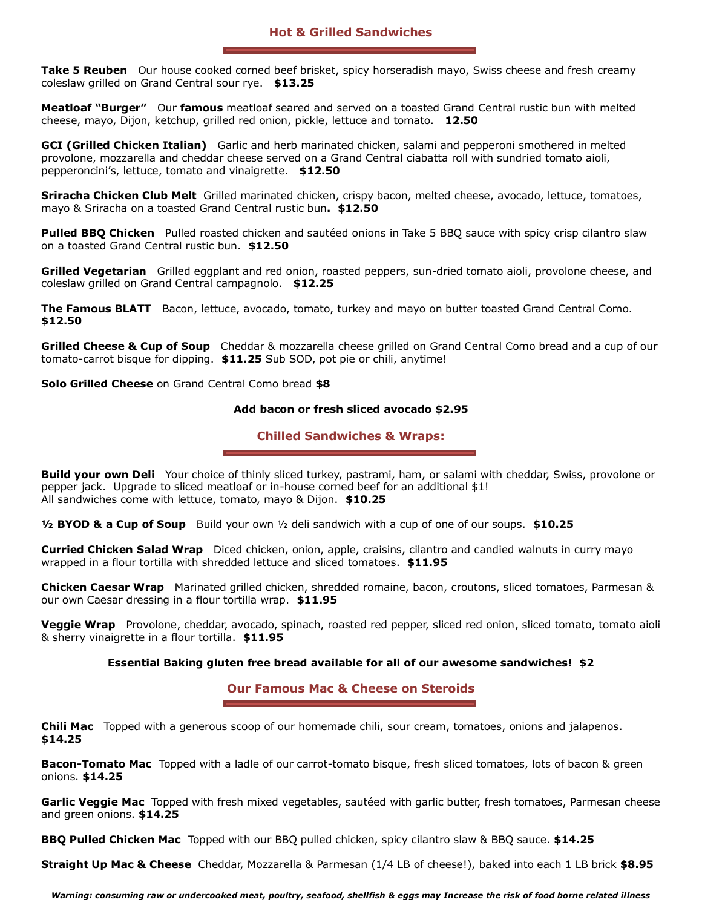## Hot & Grilled Sandwiches

**Take 5 Reuben** Our house cooked corned beef brisket, spicy horseradish mayo, Swiss cheese and fresh creamy coleslaw grilled on Grand Central sour rye. **$13.25**

**Meatloaf "Burger"** Our **famous** meatloaf seared and served on a toasted Grand Central rustic bun with melted cheese, mayo, Dijon, ketchup, grilled red onion, pickle, lettuce and tomato. **12.50**

**GCI (Grilled Chicken Italian)** Garlic and herb marinated chicken, salami and pepperoni smothered in melted provolone, mozzarella and cheddar cheese served on a Grand Central ciabatta roll with sundried tomato aioli, pepperoncini's, lettuce, tomato and vinaigrette. **$12.50**

**Sriracha Chicken Club Melt** Grilled marinated chicken, crispy bacon, melted cheese, avocado, lettuce, tomatoes, mayo & Sriracha on a toasted Grand Central rustic bun**. $12.50**

**Pulled BBQ Chicken** Pulled roasted chicken and sautéed onions in Take 5 BBQ sauce with spicy crisp cilantro slaw on a toasted Grand Central rustic bun. **$12.50**

**Grilled Vegetarian** Grilled eggplant and red onion, roasted peppers, sun-dried tomato aioli, provolone cheese, and coleslaw grilled on Grand Central campagnolo. **$12.25**

**The Famous BLATT** Bacon, lettuce, avocado, tomato, turkey and mayo on butter toasted Grand Central Como. **$12.50**

**Grilled Cheese & Cup of Soup** Cheddar & mozzarella cheese grilled on Grand Central Como bread and a cup of our tomato-carrot bisque for dipping. **$11.25** Sub SOD, pot pie or chili, anytime!

**Solo Grilled Cheese** on Grand Central Como bread **$8**

**Add bacon or fresh sliced avocado $2.95**

## Chilled Sandwiches & Wraps:

**Build your own Deli** Your choice of thinly sliced turkey, pastrami, ham, or salami with cheddar, Swiss, provolone or pepper jack. Upgrade to sliced meatloaf or in-house corned beef for an additional $1!
All sandwiches come with lettuce, tomato, mayo & Dijon. **$10.25**

**½ BYOD & a Cup of Soup** Build your own ½ deli sandwich with a cup of one of our soups. **$10.25**

**Curried Chicken Salad Wrap** Diced chicken, onion, apple, craisins, cilantro and candied walnuts in curry mayo wrapped in a flour tortilla with shredded lettuce and sliced tomatoes. **$11.95**

**Chicken Caesar Wrap** Marinated grilled chicken, shredded romaine, bacon, croutons, sliced tomatoes, Parmesan & our own Caesar dressing in a flour tortilla wrap. **$11.95**

**Veggie Wrap** Provolone, cheddar, avocado, spinach, roasted red pepper, sliced red onion, sliced tomato, tomato aioli & sherry vinaigrette in a flour tortilla. **$11.95**

**Essential Baking gluten free bread available for all of our awesome sandwiches! $2**

## Our Famous Mac & Cheese on Steroids

**Chili Mac** Topped with a generous scoop of our homemade chili, sour cream, tomatoes, onions and jalapenos. **$14.25**

**Bacon-Tomato Mac** Topped with a ladle of our carrot-tomato bisque, fresh sliced tomatoes, lots of bacon & green onions. **$14.25**

**Garlic Veggie Mac** Topped with fresh mixed vegetables, sautéed with garlic butter, fresh tomatoes, Parmesan cheese and green onions. **$14.25**

**BBQ Pulled Chicken Mac** Topped with our BBQ pulled chicken, spicy cilantro slaw & BBQ sauce. **$14.25**

**Straight Up Mac & Cheese** Cheddar, Mozzarella & Parmesan (1/4 LB of cheese!), baked into each 1 LB brick **$8.95**

***Warning: consuming raw or undercooked meat, poultry, seafood, shellfish & eggs may Increase the risk of food borne related illness***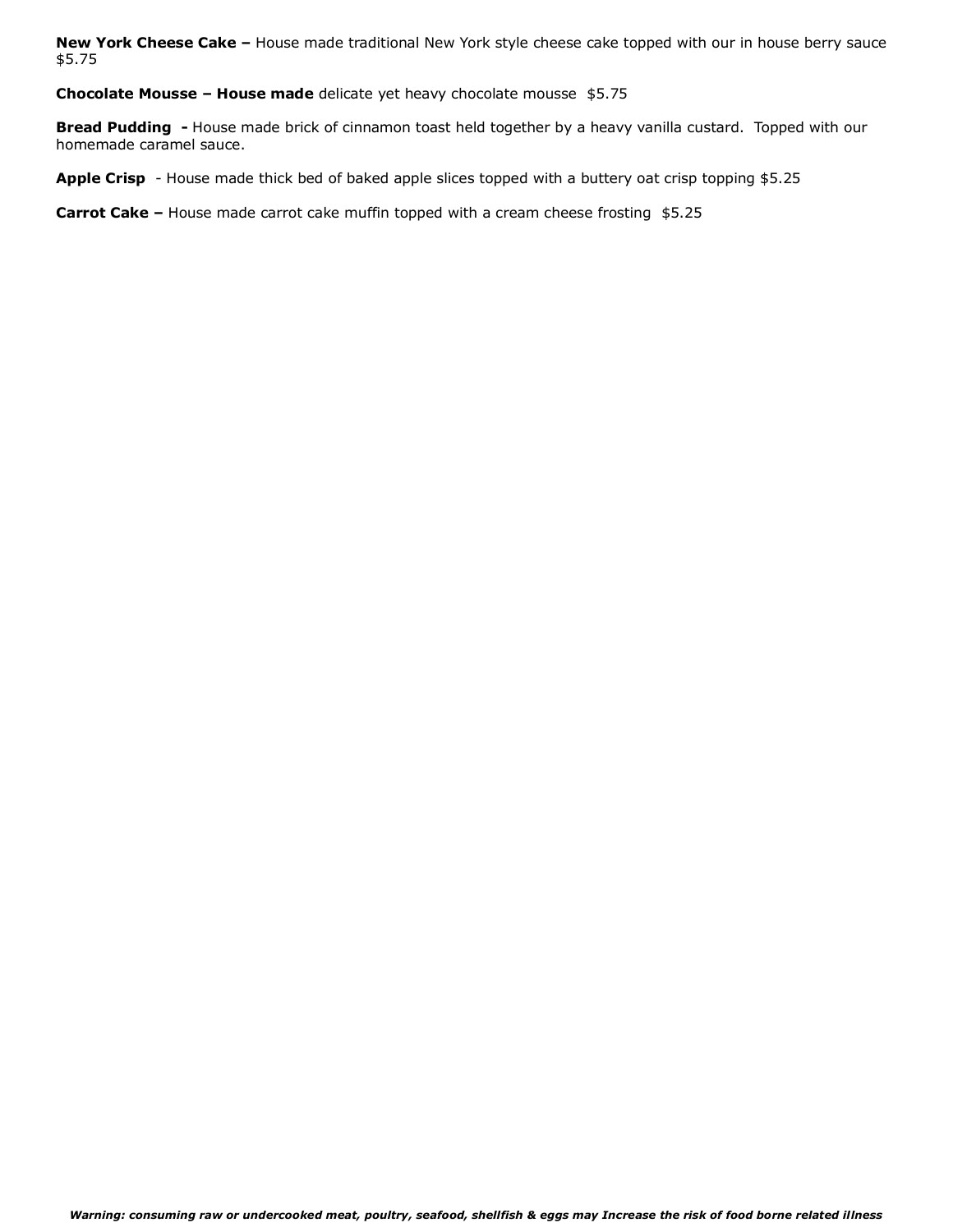**New York Cheese Cake –** House made traditional New York style cheese cake topped with our in house berry sauce $5.75

**Chocolate Mousse – House made** delicate yet heavy chocolate mousse $5.75

**Bread Pudding -** House made brick of cinnamon toast held together by a heavy vanilla custard. Topped with our homemade caramel sauce.

**Apple Crisp** - House made thick bed of baked apple slices topped with a buttery oat crisp topping $5.25

**Carrot Cake –** House made carrot cake muffin topped with a cream cheese frosting $5.25

***Warning: consuming raw or undercooked meat, poultry, seafood, shellfish & eggs may Increase the risk of food borne related illness***